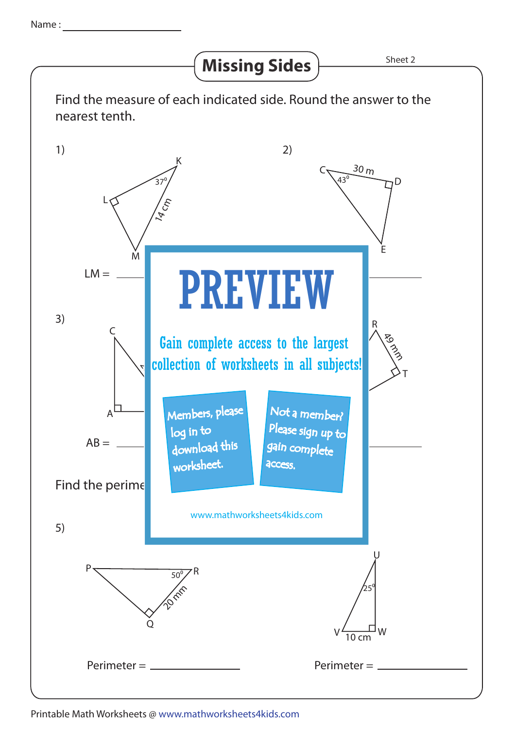Name : ________________

# Missing Sides

Sheet 2

Find the measure of each indicated side. Round the answer to the nearest tenth.

1)

K, L, M — $37^0$, 14 cm

LM = ________

2)

C, D, E — 30 m, $43^0$

3)

C, A

AB = ________

R, T — 49 mm

**PREVIEW**

Gain complete access to the largest collection of worksheets in all subjects!

Members, please log in to download this worksheet.

Not a member? Please sign up to gain complete access.

www.mathworksheets4kids.com

Find the perime

5)

P, Q, R — $50^0$, 20 mm

Perimeter = ________

U, V, W — $25^0$, 10 cm

Perimeter = ________

Printable Math Worksheets @ www.mathworksheets4kids.com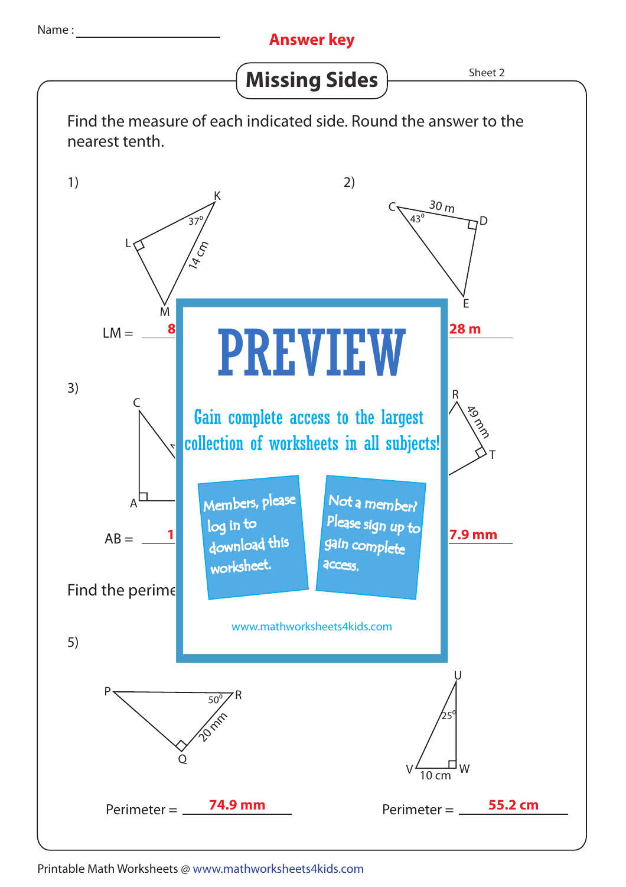Name : ________________

**Answer key**

# Missing Sides

Sheet 2

Find the measure of each indicated side. Round the answer to the nearest tenth.

1)

K, L, M; $37^0$; 14 cm

LM = **8**

2)

C, D, E; 30 m; $43^0$

**28 m**

3)

C, A

AB = **1**

R, T; 49 mm

**7.9 mm**

Find the perime

PREVIEW

Gain complete access to the largest collection of worksheets in all subjects!

Members, please log in to download this worksheet.

Not a member? Please sign up to gain complete access.

www.mathworksheets4kids.com

5)

P, R, Q; $50^0$; 20 mm

Perimeter = **74.9 mm**

U, V, W; $25^0$; 10 cm

Perimeter = **55.2 cm**

Printable Math Worksheets @ www.mathworksheets4kids.com